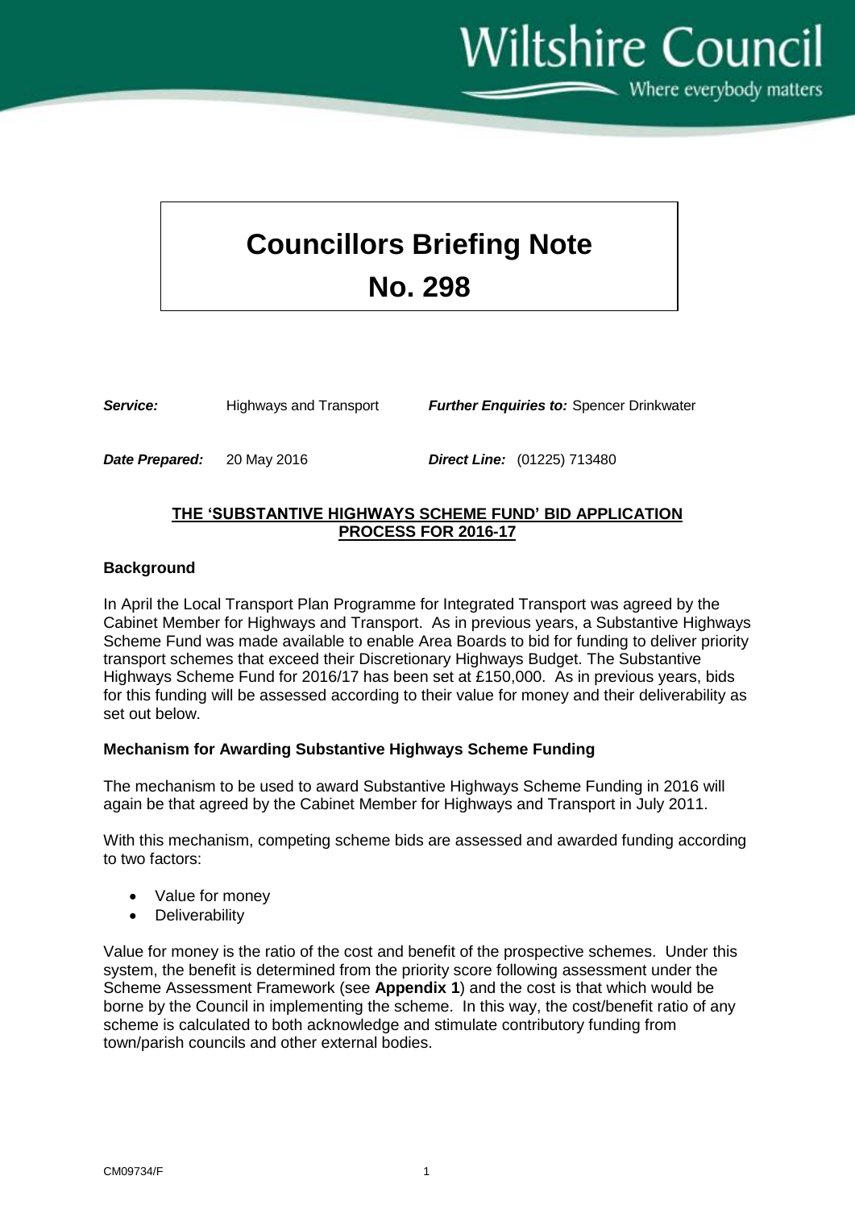Wiltshire Council

Where everybody matters

# Councillors Briefing Note
# No. 298

***Service:*** Highways and Transport ***Further Enquiries to:*** Spencer Drinkwater

***Date Prepared:*** 20 May 2016 ***Direct Line:*** (01225) 713480

## THE 'SUBSTANTIVE HIGHWAYS SCHEME FUND' BID APPLICATION PROCESS FOR 2016-17

### Background

In April the Local Transport Plan Programme for Integrated Transport was agreed by the Cabinet Member for Highways and Transport. As in previous years, a Substantive Highways Scheme Fund was made available to enable Area Boards to bid for funding to deliver priority transport schemes that exceed their Discretionary Highways Budget. The Substantive Highways Scheme Fund for 2016/17 has been set at £150,000. As in previous years, bids for this funding will be assessed according to their value for money and their deliverability as set out below.

### Mechanism for Awarding Substantive Highways Scheme Funding

The mechanism to be used to award Substantive Highways Scheme Funding in 2016 will again be that agreed by the Cabinet Member for Highways and Transport in July 2011.

With this mechanism, competing scheme bids are assessed and awarded funding according to two factors:

- Value for money
- Deliverability

Value for money is the ratio of the cost and benefit of the prospective schemes. Under this system, the benefit is determined from the priority score following assessment under the Scheme Assessment Framework (see **Appendix 1**) and the cost is that which would be borne by the Council in implementing the scheme. In this way, the cost/benefit ratio of any scheme is calculated to both acknowledge and stimulate contributory funding from town/parish councils and other external bodies.

CM09734/F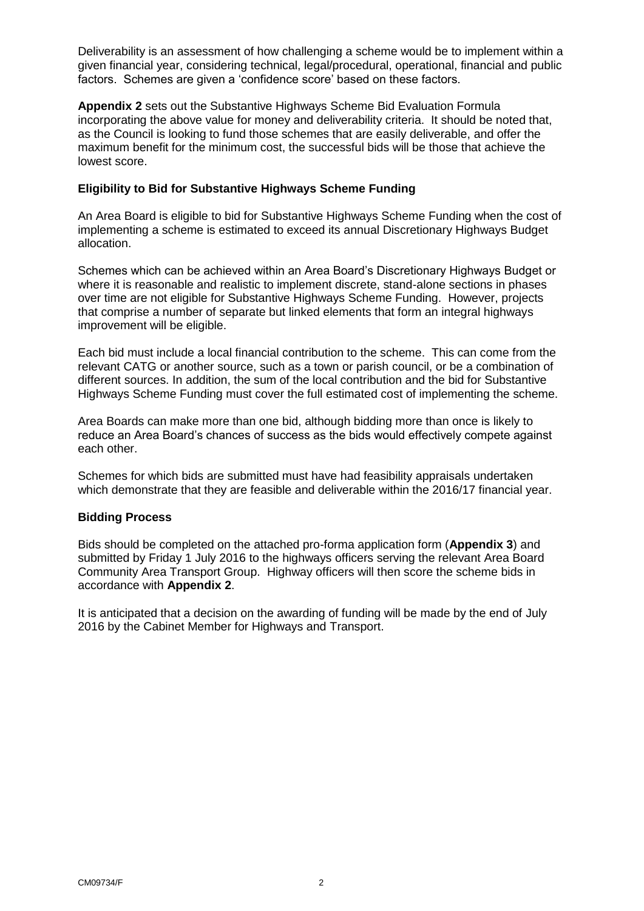Deliverability is an assessment of how challenging a scheme would be to implement within a given financial year, considering technical, legal/procedural, operational, financial and public factors. Schemes are given a 'confidence score' based on these factors.

**Appendix 2** sets out the Substantive Highways Scheme Bid Evaluation Formula incorporating the above value for money and deliverability criteria. It should be noted that, as the Council is looking to fund those schemes that are easily deliverable, and offer the maximum benefit for the minimum cost, the successful bids will be those that achieve the lowest score.

**Eligibility to Bid for Substantive Highways Scheme Funding**

An Area Board is eligible to bid for Substantive Highways Scheme Funding when the cost of implementing a scheme is estimated to exceed its annual Discretionary Highways Budget allocation.

Schemes which can be achieved within an Area Board's Discretionary Highways Budget or where it is reasonable and realistic to implement discrete, stand-alone sections in phases over time are not eligible for Substantive Highways Scheme Funding. However, projects that comprise a number of separate but linked elements that form an integral highways improvement will be eligible.

Each bid must include a local financial contribution to the scheme. This can come from the relevant CATG or another source, such as a town or parish council, or be a combination of different sources. In addition, the sum of the local contribution and the bid for Substantive Highways Scheme Funding must cover the full estimated cost of implementing the scheme.

Area Boards can make more than one bid, although bidding more than once is likely to reduce an Area Board's chances of success as the bids would effectively compete against each other.

Schemes for which bids are submitted must have had feasibility appraisals undertaken which demonstrate that they are feasible and deliverable within the 2016/17 financial year.

**Bidding Process**

Bids should be completed on the attached pro-forma application form (**Appendix 3**) and submitted by Friday 1 July 2016 to the highways officers serving the relevant Area Board Community Area Transport Group. Highway officers will then score the scheme bids in accordance with **Appendix 2**.

It is anticipated that a decision on the awarding of funding will be made by the end of July 2016 by the Cabinet Member for Highways and Transport.